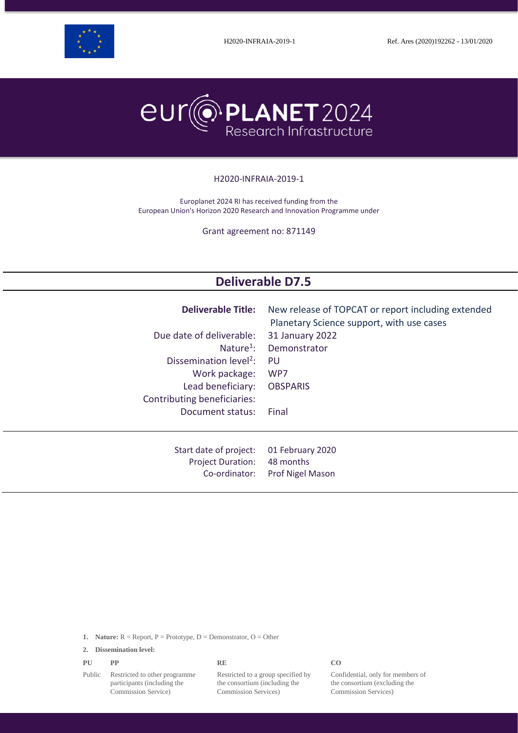H2020-INFRAIA-2019-1 Ref. Ares (2020)192262 - 13/01/2020

# europlanet 2024 Research Infrastructure

H2020-INFRAIA-2019-1

Europlanet 2024 RI has received funding from the European Union's Horizon 2020 Research and Innovation Programme under

Grant agreement no: 871149

## Deliverable D7.5

| | |
|---|---|
| **Deliverable Title:** | New release of TOPCAT or report including extended Planetary Science support, with use cases |
| Due date of deliverable: | 31 January 2022 |
| Nature[1]: | Demonstrator |
| Dissemination level[2]: | PU |
| Work package: | WP7 |
| Lead beneficiary: | OBSPARIS |
| Contributing beneficiaries: | |
| Document status: | Final |

| | |
|---|---|
| Start date of project: | 01 February 2020 |
| Project Duration: | 48 months |
| Co-ordinator: | Prof Nigel Mason |

1. **Nature:** R = Report, P = Prototype, D = Demonstrator, O = Other
2. **Dissemination level:**

| PU | PP | RE | CO |
|---|---|---|---|
| Public | Restricted to other programme participants (including the Commission Service) | Restricted to a group specified by the consortium (including the Commission Services) | Confidential, only for members of the consortium (excluding the Commission Services) |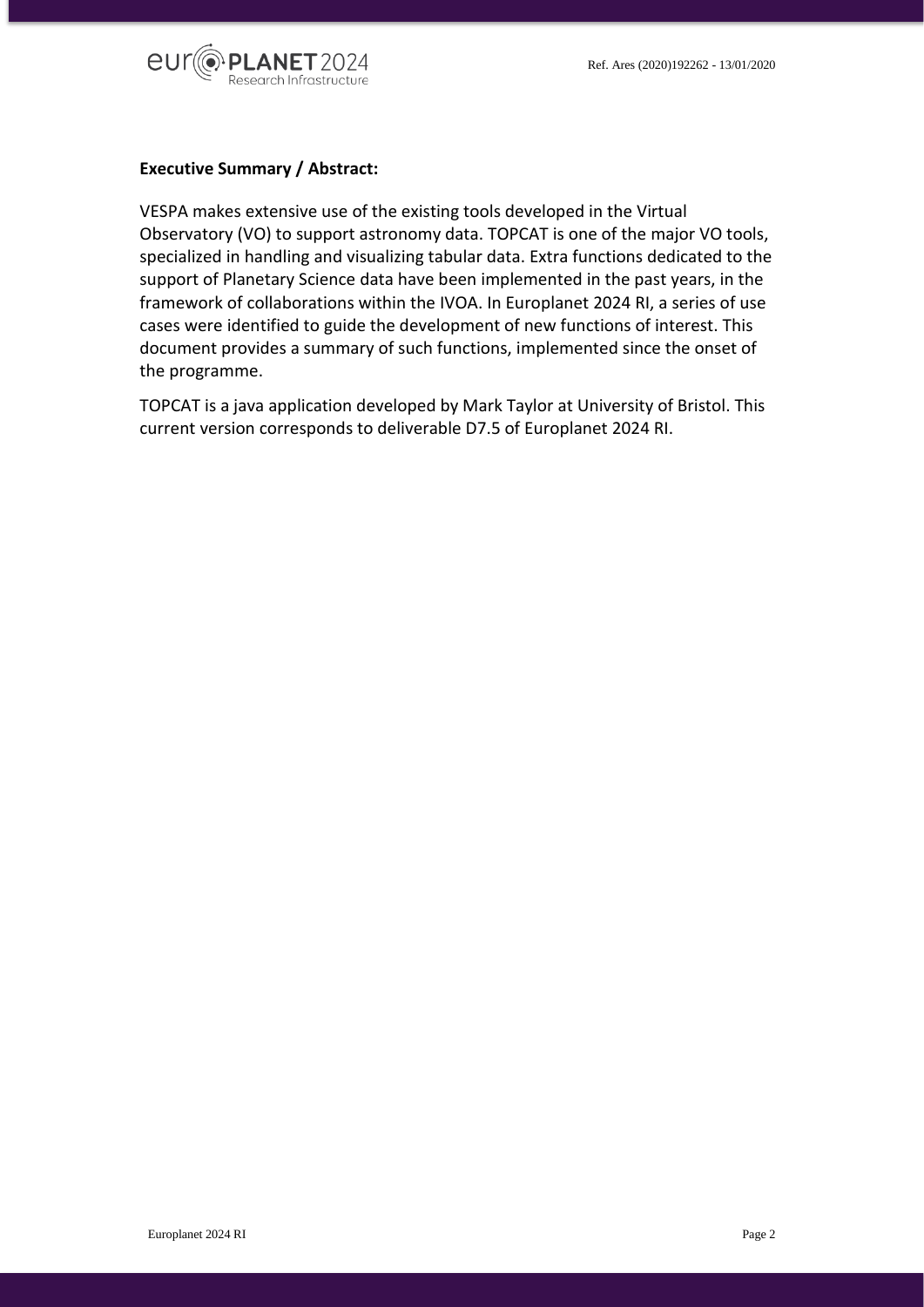**Executive Summary / Abstract:**

VESPA makes extensive use of the existing tools developed in the Virtual Observatory (VO) to support astronomy data. TOPCAT is one of the major VO tools, specialized in handling and visualizing tabular data. Extra functions dedicated to the support of Planetary Science data have been implemented in the past years, in the framework of collaborations within the IVOA. In Europlanet 2024 RI, a series of use cases were identified to guide the development of new functions of interest. This document provides a summary of such functions, implemented since the onset of the programme.

TOPCAT is a java application developed by Mark Taylor at University of Bristol. This current version corresponds to deliverable D7.5 of Europlanet 2024 RI.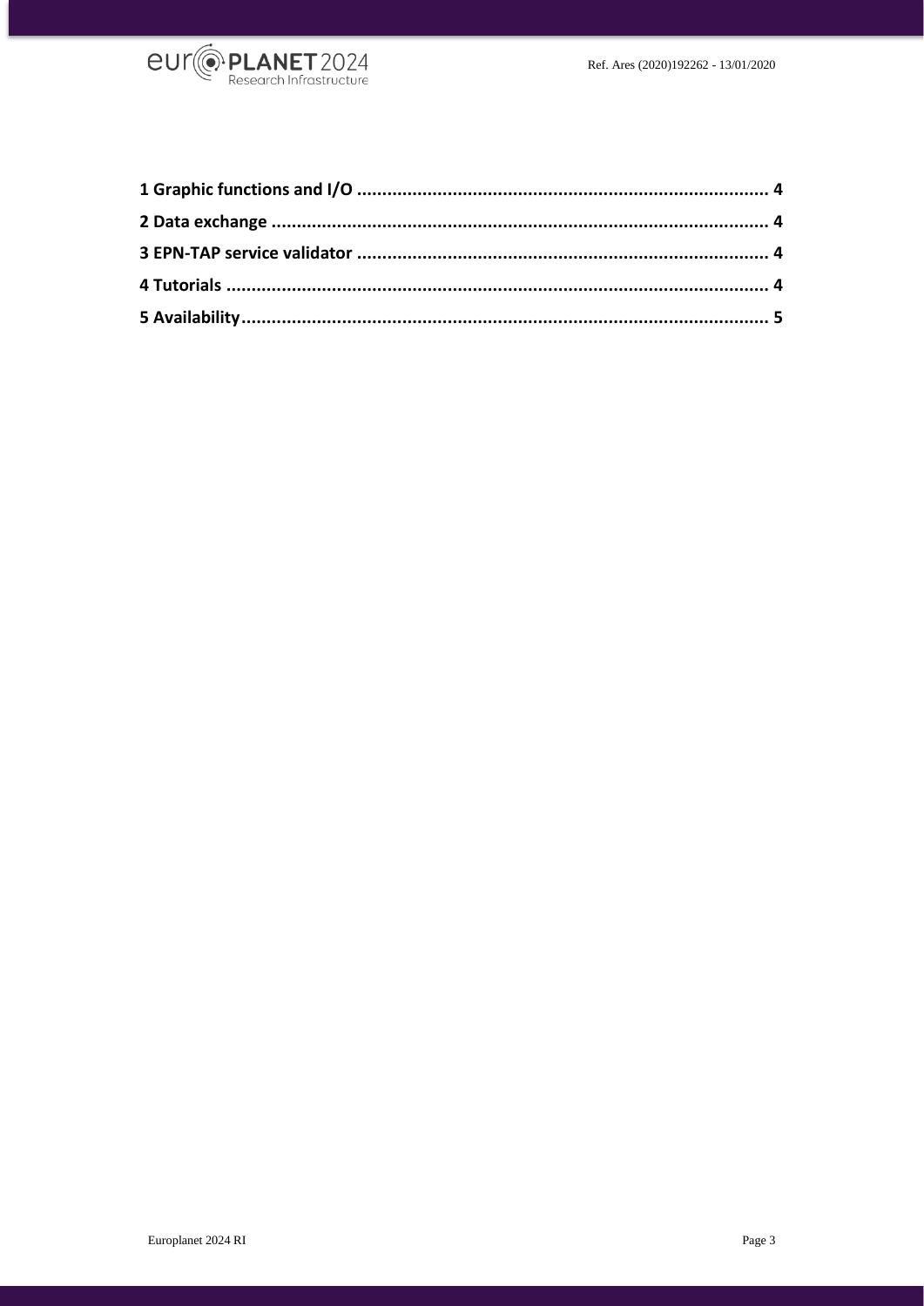1 Graphic functions and I/O .................................................................................. 4

2 Data exchange .................................................................................................. 4

3 EPN-TAP service validator .................................................................................. 4

4 Tutorials ............................................................................................................ 4

5 Availability......................................................................................................... 5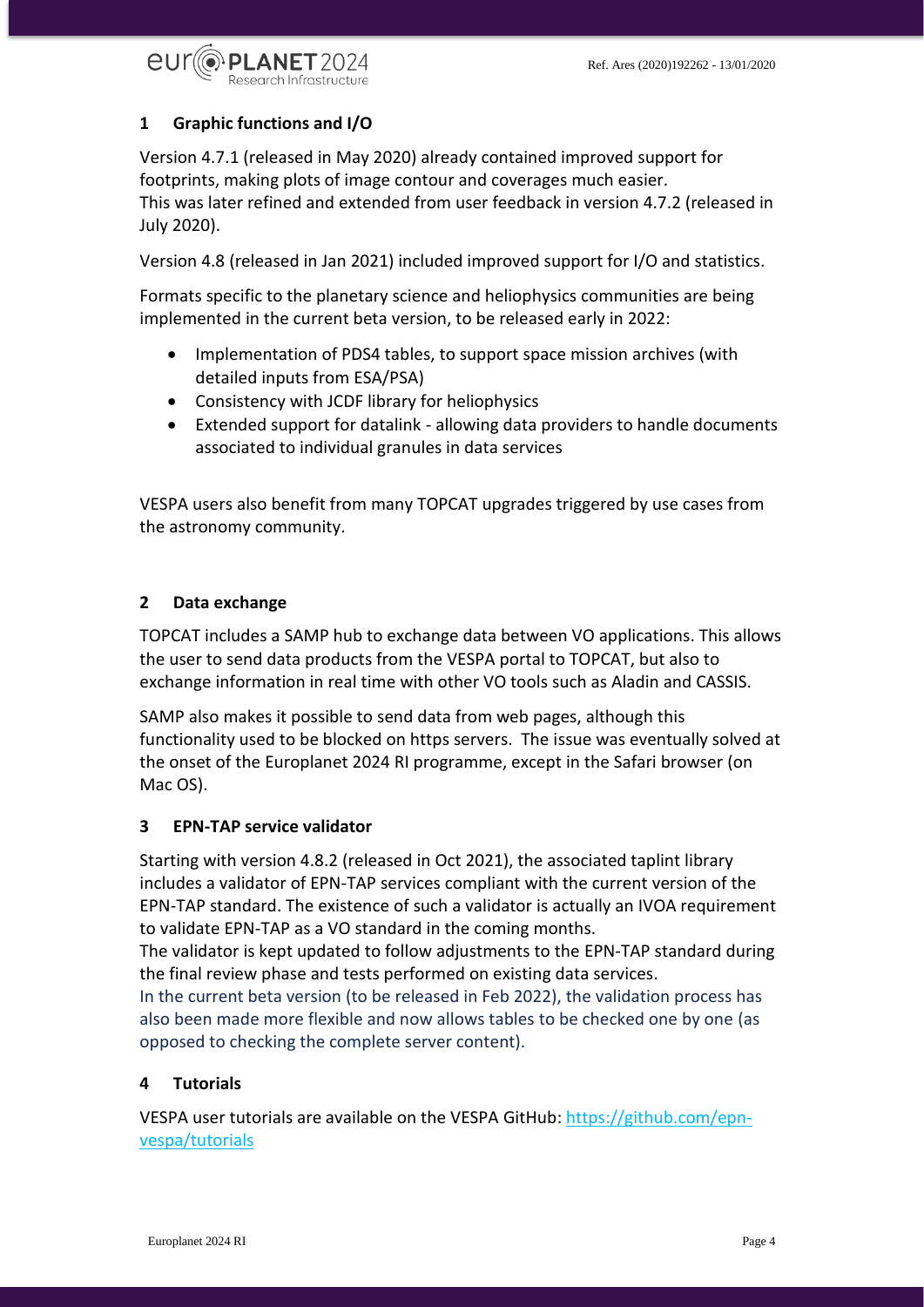## 1 Graphic functions and I/O

Version 4.7.1 (released in May 2020) already contained improved support for footprints, making plots of image contour and coverages much easier.
This was later refined and extended from user feedback in version 4.7.2 (released in July 2020).

Version 4.8 (released in Jan 2021) included improved support for I/O and statistics.

Formats specific to the planetary science and heliophysics communities are being implemented in the current beta version, to be released early in 2022:

- Implementation of PDS4 tables, to support space mission archives (with detailed inputs from ESA/PSA)
- Consistency with JCDF library for heliophysics
- Extended support for datalink - allowing data providers to handle documents associated to individual granules in data services

VESPA users also benefit from many TOPCAT upgrades triggered by use cases from the astronomy community.

## 2 Data exchange

TOPCAT includes a SAMP hub to exchange data between VO applications. This allows the user to send data products from the VESPA portal to TOPCAT, but also to exchange information in real time with other VO tools such as Aladin and CASSIS.

SAMP also makes it possible to send data from web pages, although this functionality used to be blocked on https servers. The issue was eventually solved at the onset of the Europlanet 2024 RI programme, except in the Safari browser (on Mac OS).

## 3 EPN-TAP service validator

Starting with version 4.8.2 (released in Oct 2021), the associated taplint library includes a validator of EPN-TAP services compliant with the current version of the EPN-TAP standard. The existence of such a validator is actually an IVOA requirement to validate EPN-TAP as a VO standard in the coming months.
The validator is kept updated to follow adjustments to the EPN-TAP standard during the final review phase and tests performed on existing data services.
In the current beta version (to be released in Feb 2022), the validation process has also been made more flexible and now allows tables to be checked one by one (as opposed to checking the complete server content).

## 4 Tutorials

VESPA user tutorials are available on the VESPA GitHub: https://github.com/epn-vespa/tutorials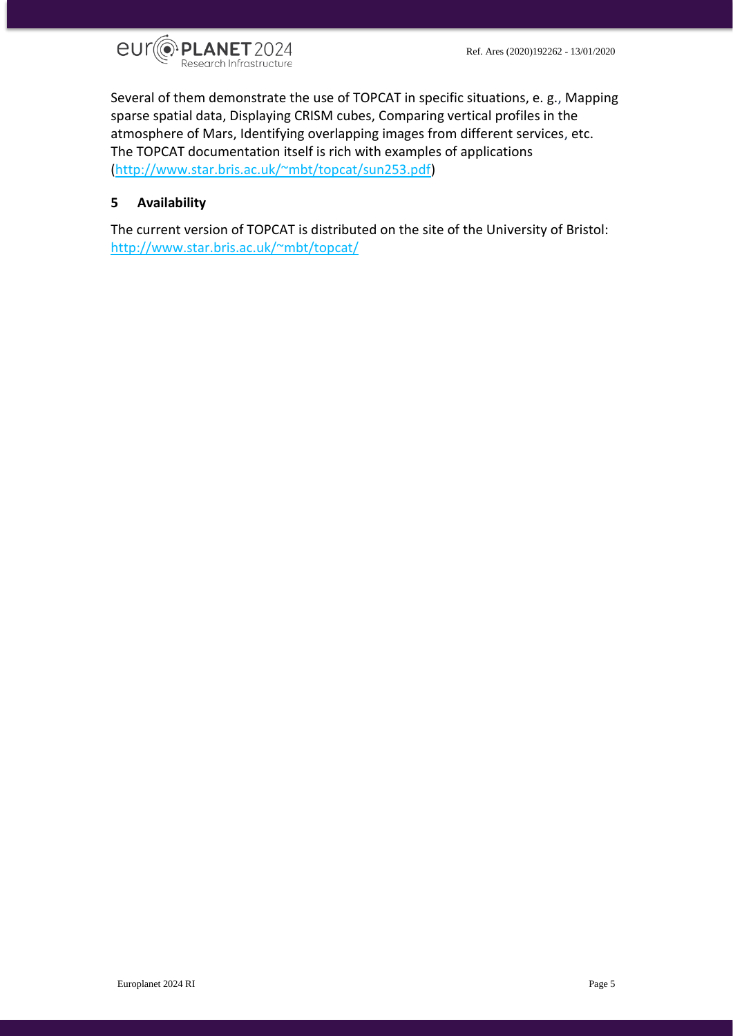Several of them demonstrate the use of TOPCAT in specific situations, e. g., Mapping sparse spatial data, Displaying CRISM cubes, Comparing vertical profiles in the atmosphere of Mars, Identifying overlapping images from different services, etc. The TOPCAT documentation itself is rich with examples of applications (http://www.star.bris.ac.uk/~mbt/topcat/sun253.pdf)

## 5 Availability

The current version of TOPCAT is distributed on the site of the University of Bristol: http://www.star.bris.ac.uk/~mbt/topcat/